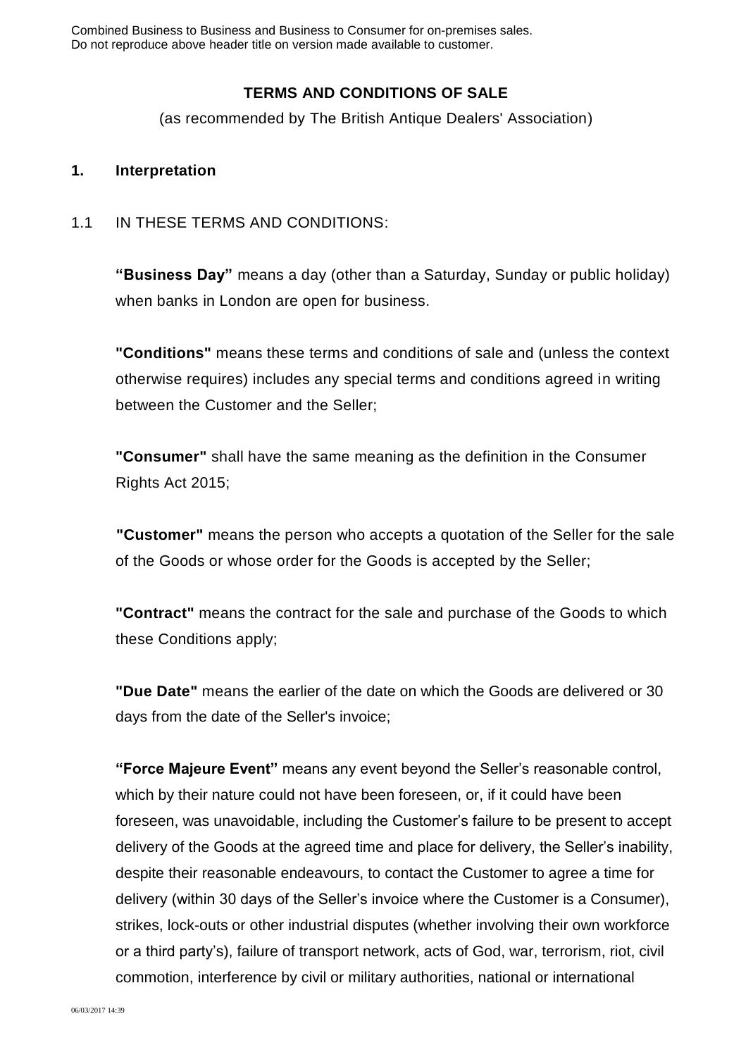Combined Business to Business and Business to Consumer for on-premises sales.
Do not reproduce above header title on version made available to customer.

**TERMS AND CONDITIONS OF SALE**

(as recommended by The British Antique Dealers' Association)

## 1. Interpretation

1.1 IN THESE TERMS AND CONDITIONS:

**"Business Day"** means a day (other than a Saturday, Sunday or public holiday) when banks in London are open for business.

**"Conditions"** means these terms and conditions of sale and (unless the context otherwise requires) includes any special terms and conditions agreed in writing between the Customer and the Seller;

**"Consumer"** shall have the same meaning as the definition in the Consumer Rights Act 2015;

**"Customer"** means the person who accepts a quotation of the Seller for the sale of the Goods or whose order for the Goods is accepted by the Seller;

**"Contract"** means the contract for the sale and purchase of the Goods to which these Conditions apply;

**"Due Date"** means the earlier of the date on which the Goods are delivered or 30 days from the date of the Seller's invoice;

**"Force Majeure Event"** means any event beyond the Seller's reasonable control, which by their nature could not have been foreseen, or, if it could have been foreseen, was unavoidable, including the Customer's failure to be present to accept delivery of the Goods at the agreed time and place for delivery, the Seller's inability, despite their reasonable endeavours, to contact the Customer to agree a time for delivery (within 30 days of the Seller's invoice where the Customer is a Consumer), strikes, lock-outs or other industrial disputes (whether involving their own workforce or a third party's), failure of transport network, acts of God, war, terrorism, riot, civil commotion, interference by civil or military authorities, national or international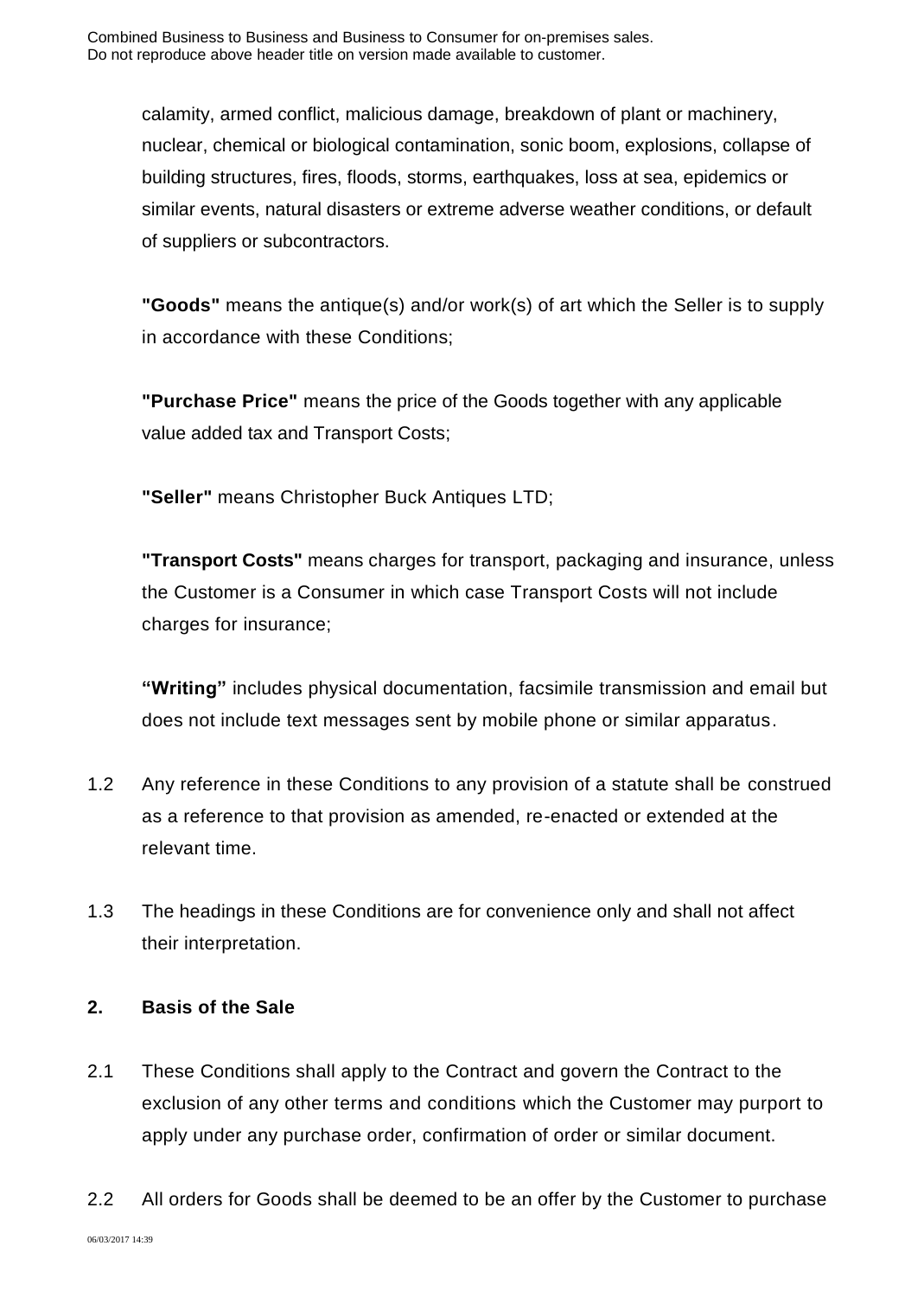calamity, armed conflict, malicious damage, breakdown of plant or machinery, nuclear, chemical or biological contamination, sonic boom, explosions, collapse of building structures, fires, floods, storms, earthquakes, loss at sea, epidemics or similar events, natural disasters or extreme adverse weather conditions, or default of suppliers or subcontractors.

**"Goods"** means the antique(s) and/or work(s) of art which the Seller is to supply in accordance with these Conditions;

**"Purchase Price"** means the price of the Goods together with any applicable value added tax and Transport Costs;

**"Seller"** means Christopher Buck Antiques LTD;

**"Transport Costs"** means charges for transport, packaging and insurance, unless the Customer is a Consumer in which case Transport Costs will not include charges for insurance;

**"Writing"** includes physical documentation, facsimile transmission and email but does not include text messages sent by mobile phone or similar apparatus.

1.2 Any reference in these Conditions to any provision of a statute shall be construed as a reference to that provision as amended, re-enacted or extended at the relevant time.

1.3 The headings in these Conditions are for convenience only and shall not affect their interpretation.

**2. Basis of the Sale**

2.1 These Conditions shall apply to the Contract and govern the Contract to the exclusion of any other terms and conditions which the Customer may purport to apply under any purchase order, confirmation of order or similar document.

2.2 All orders for Goods shall be deemed to be an offer by the Customer to purchase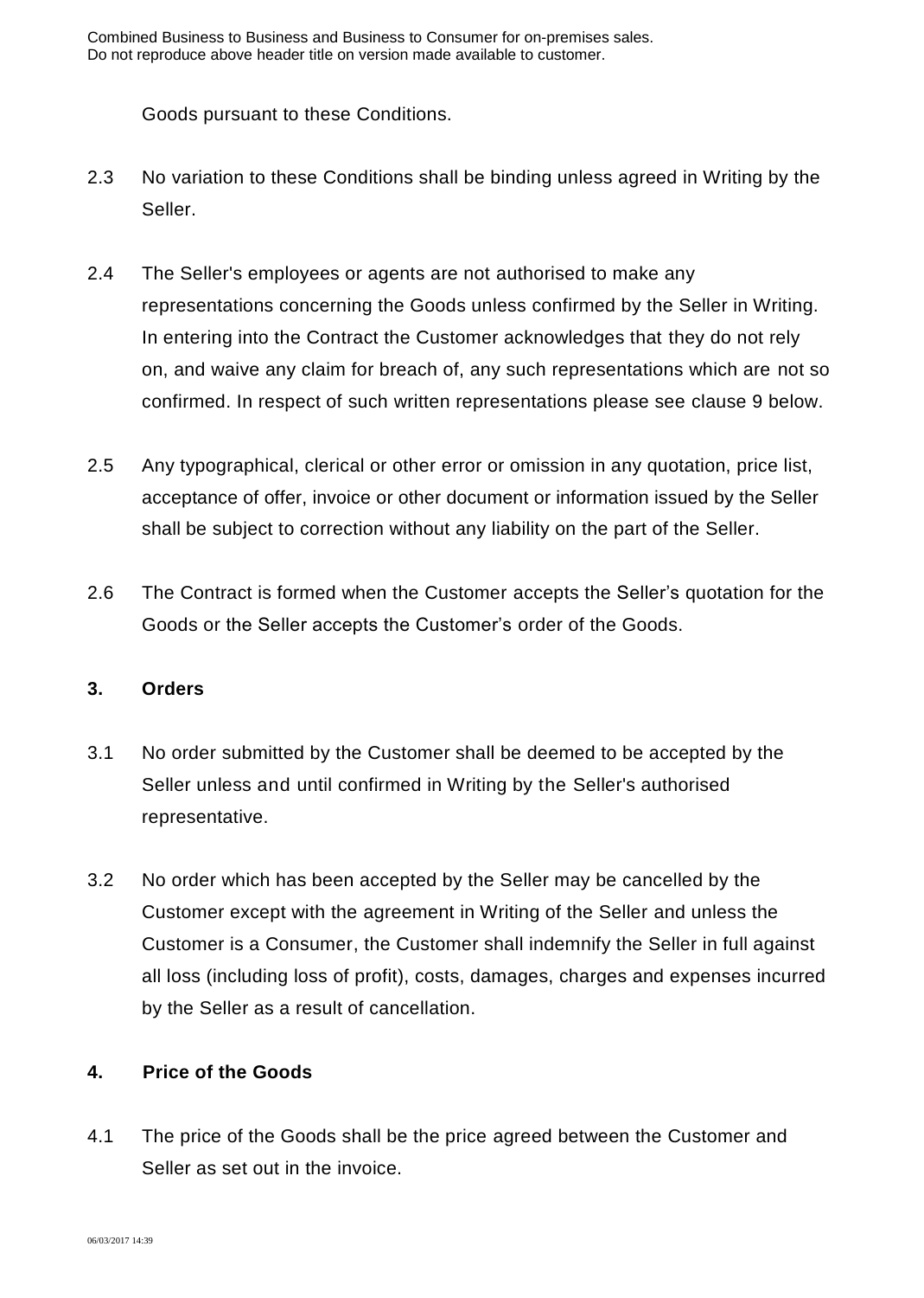Goods pursuant to these Conditions.

2.3 No variation to these Conditions shall be binding unless agreed in Writing by the Seller.

2.4 The Seller's employees or agents are not authorised to make any representations concerning the Goods unless confirmed by the Seller in Writing. In entering into the Contract the Customer acknowledges that they do not rely on, and waive any claim for breach of, any such representations which are not so confirmed. In respect of such written representations please see clause 9 below.

2.5 Any typographical, clerical or other error or omission in any quotation, price list, acceptance of offer, invoice or other document or information issued by the Seller shall be subject to correction without any liability on the part of the Seller.

2.6 The Contract is formed when the Customer accepts the Seller's quotation for the Goods or the Seller accepts the Customer's order of the Goods.

## 3. Orders

3.1 No order submitted by the Customer shall be deemed to be accepted by the Seller unless and until confirmed in Writing by the Seller's authorised representative.

3.2 No order which has been accepted by the Seller may be cancelled by the Customer except with the agreement in Writing of the Seller and unless the Customer is a Consumer, the Customer shall indemnify the Seller in full against all loss (including loss of profit), costs, damages, charges and expenses incurred by the Seller as a result of cancellation.

## 4. Price of the Goods

4.1 The price of the Goods shall be the price agreed between the Customer and Seller as set out in the invoice.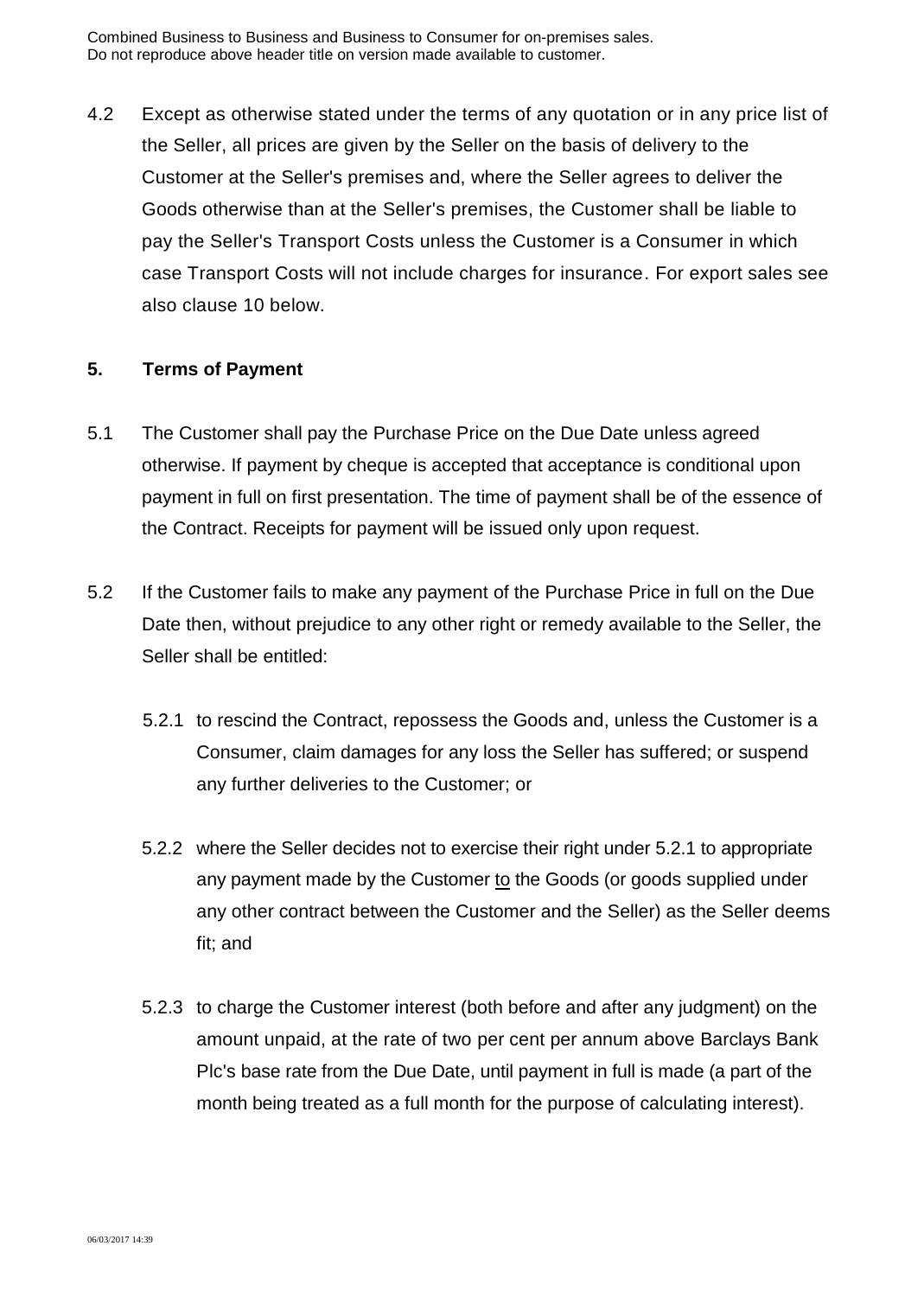4.2 Except as otherwise stated under the terms of any quotation or in any price list of the Seller, all prices are given by the Seller on the basis of delivery to the Customer at the Seller's premises and, where the Seller agrees to deliver the Goods otherwise than at the Seller's premises, the Customer shall be liable to pay the Seller's Transport Costs unless the Customer is a Consumer in which case Transport Costs will not include charges for insurance. For export sales see also clause 10 below.

## 5. Terms of Payment

5.1 The Customer shall pay the Purchase Price on the Due Date unless agreed otherwise. If payment by cheque is accepted that acceptance is conditional upon payment in full on first presentation. The time of payment shall be of the essence of the Contract. Receipts for payment will be issued only upon request.

5.2 If the Customer fails to make any payment of the Purchase Price in full on the Due Date then, without prejudice to any other right or remedy available to the Seller, the Seller shall be entitled:

5.2.1 to rescind the Contract, repossess the Goods and, unless the Customer is a Consumer, claim damages for any loss the Seller has suffered; or suspend any further deliveries to the Customer; or

5.2.2 where the Seller decides not to exercise their right under 5.2.1 to appropriate any payment made by the Customer to the Goods (or goods supplied under any other contract between the Customer and the Seller) as the Seller deems fit; and

5.2.3 to charge the Customer interest (both before and after any judgment) on the amount unpaid, at the rate of two per cent per annum above Barclays Bank Plc's base rate from the Due Date, until payment in full is made (a part of the month being treated as a full month for the purpose of calculating interest).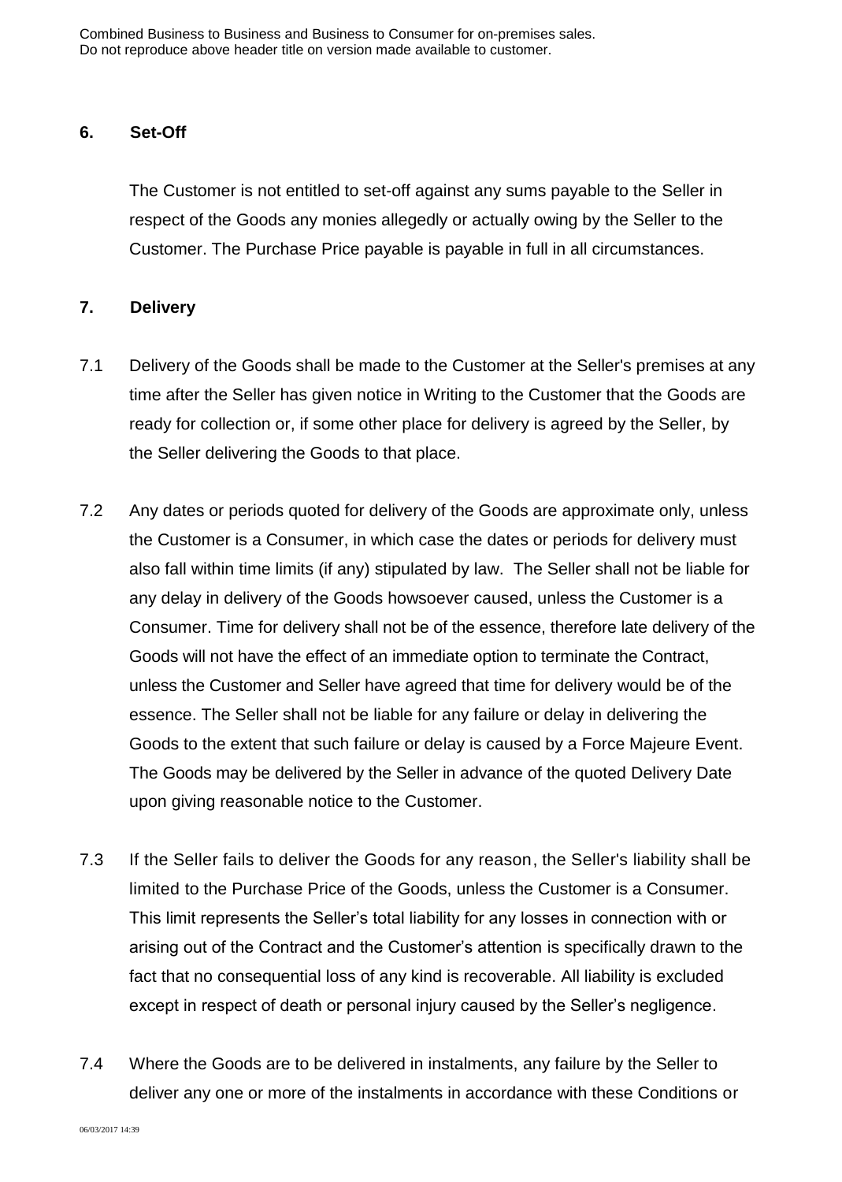## 6. Set-Off

The Customer is not entitled to set-off against any sums payable to the Seller in respect of the Goods any monies allegedly or actually owing by the Seller to the Customer. The Purchase Price payable is payable in full in all circumstances.

## 7. Delivery

7.1 Delivery of the Goods shall be made to the Customer at the Seller's premises at any time after the Seller has given notice in Writing to the Customer that the Goods are ready for collection or, if some other place for delivery is agreed by the Seller, by the Seller delivering the Goods to that place.

7.2 Any dates or periods quoted for delivery of the Goods are approximate only, unless the Customer is a Consumer, in which case the dates or periods for delivery must also fall within time limits (if any) stipulated by law. The Seller shall not be liable for any delay in delivery of the Goods howsoever caused, unless the Customer is a Consumer. Time for delivery shall not be of the essence, therefore late delivery of the Goods will not have the effect of an immediate option to terminate the Contract, unless the Customer and Seller have agreed that time for delivery would be of the essence. The Seller shall not be liable for any failure or delay in delivering the Goods to the extent that such failure or delay is caused by a Force Majeure Event. The Goods may be delivered by the Seller in advance of the quoted Delivery Date upon giving reasonable notice to the Customer.

7.3 If the Seller fails to deliver the Goods for any reason, the Seller's liability shall be limited to the Purchase Price of the Goods, unless the Customer is a Consumer. This limit represents the Seller's total liability for any losses in connection with or arising out of the Contract and the Customer's attention is specifically drawn to the fact that no consequential loss of any kind is recoverable. All liability is excluded except in respect of death or personal injury caused by the Seller's negligence.

7.4 Where the Goods are to be delivered in instalments, any failure by the Seller to deliver any one or more of the instalments in accordance with these Conditions or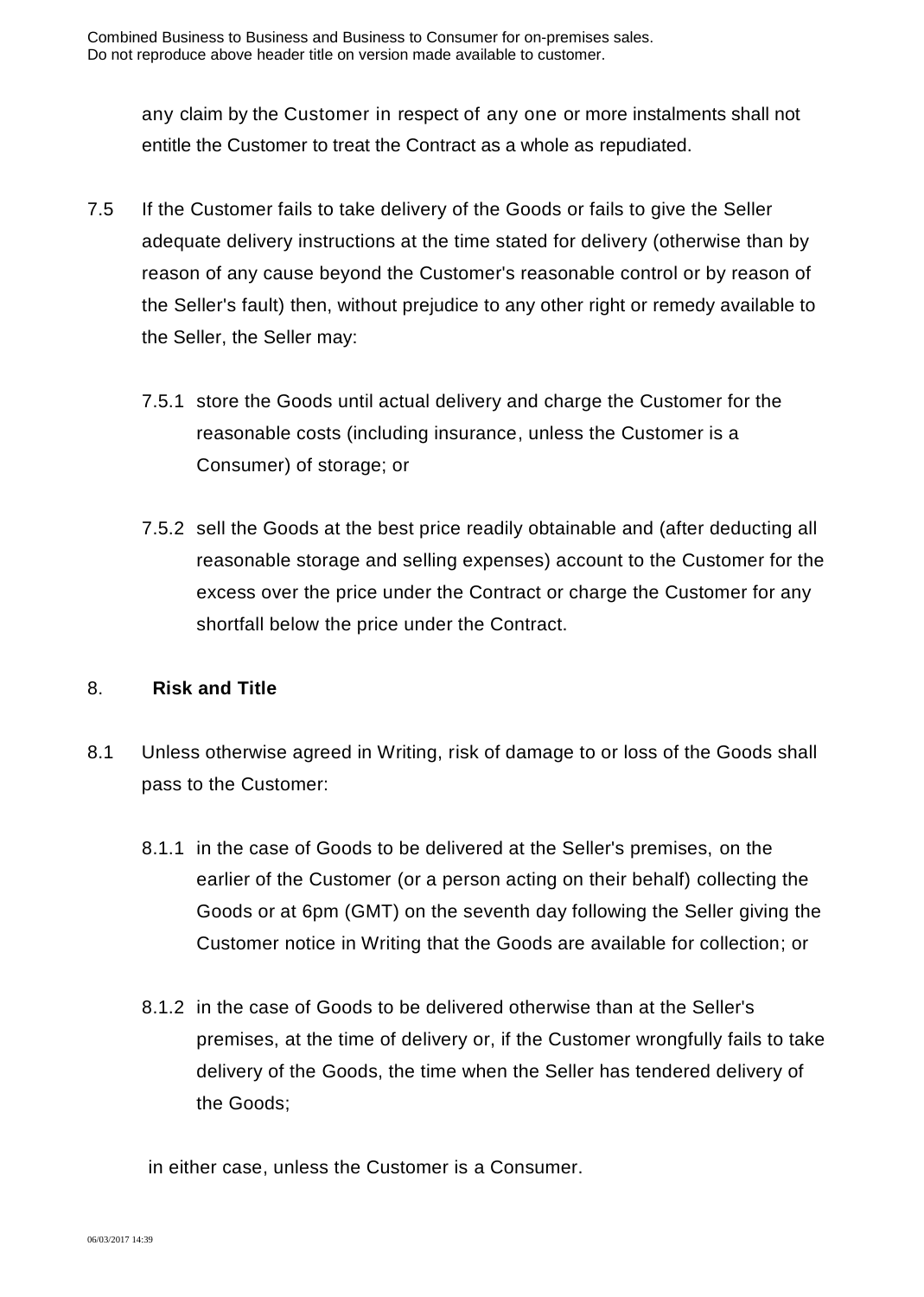any claim by the Customer in respect of any one or more instalments shall not entitle the Customer to treat the Contract as a whole as repudiated.

7.5 If the Customer fails to take delivery of the Goods or fails to give the Seller adequate delivery instructions at the time stated for delivery (otherwise than by reason of any cause beyond the Customer's reasonable control or by reason of the Seller's fault) then, without prejudice to any other right or remedy available to the Seller, the Seller may:

7.5.1 store the Goods until actual delivery and charge the Customer for the reasonable costs (including insurance, unless the Customer is a Consumer) of storage; or

7.5.2 sell the Goods at the best price readily obtainable and (after deducting all reasonable storage and selling expenses) account to the Customer for the excess over the price under the Contract or charge the Customer for any shortfall below the price under the Contract.

## 8. **Risk and Title**

8.1 Unless otherwise agreed in Writing, risk of damage to or loss of the Goods shall pass to the Customer:

8.1.1 in the case of Goods to be delivered at the Seller's premises, on the earlier of the Customer (or a person acting on their behalf) collecting the Goods or at 6pm (GMT) on the seventh day following the Seller giving the Customer notice in Writing that the Goods are available for collection; or

8.1.2 in the case of Goods to be delivered otherwise than at the Seller's premises, at the time of delivery or, if the Customer wrongfully fails to take delivery of the Goods, the time when the Seller has tendered delivery of the Goods;

in either case, unless the Customer is a Consumer.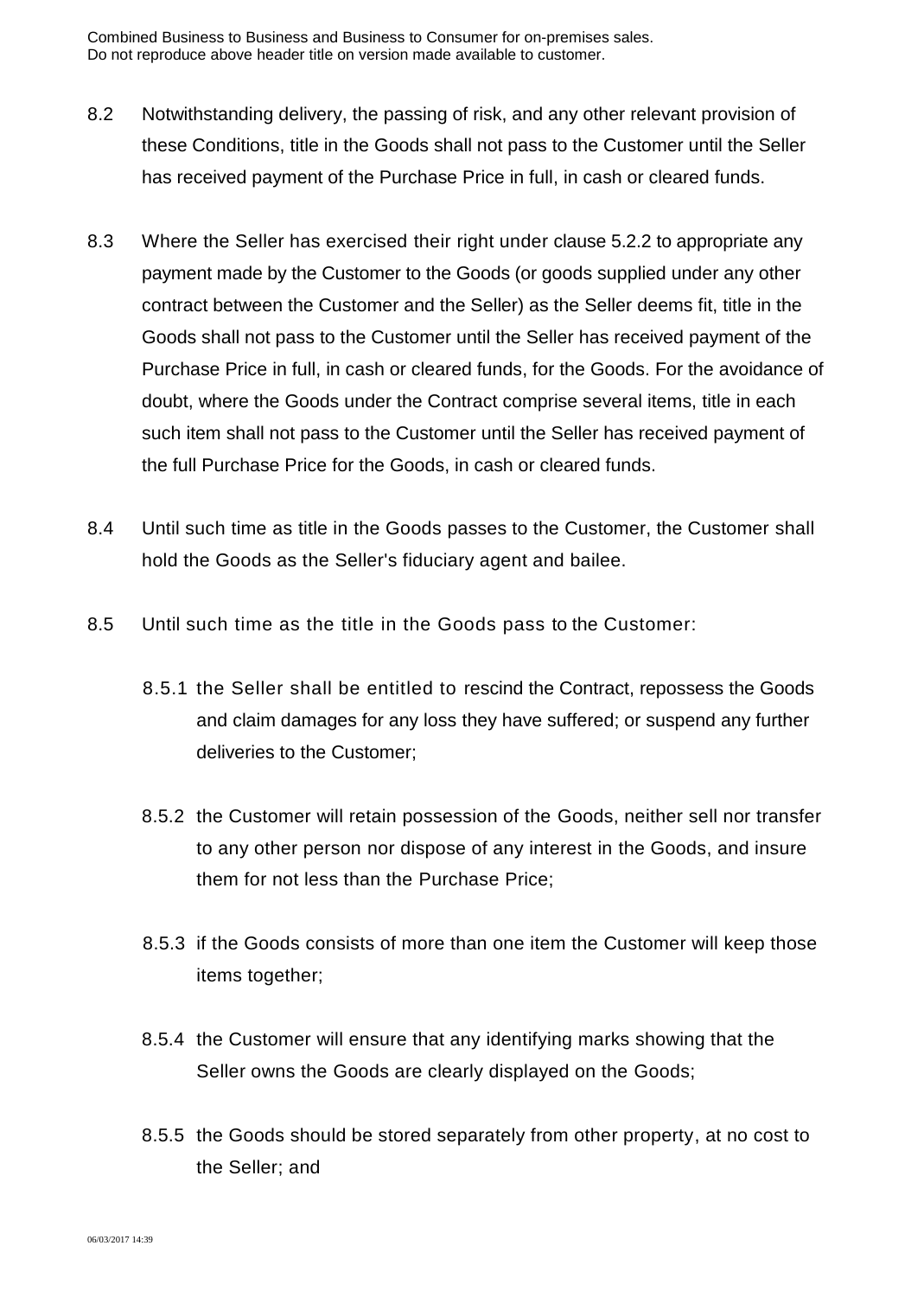8.2 Notwithstanding delivery, the passing of risk, and any other relevant provision of these Conditions, title in the Goods shall not pass to the Customer until the Seller has received payment of the Purchase Price in full, in cash or cleared funds.

8.3 Where the Seller has exercised their right under clause 5.2.2 to appropriate any payment made by the Customer to the Goods (or goods supplied under any other contract between the Customer and the Seller) as the Seller deems fit, title in the Goods shall not pass to the Customer until the Seller has received payment of the Purchase Price in full, in cash or cleared funds, for the Goods. For the avoidance of doubt, where the Goods under the Contract comprise several items, title in each such item shall not pass to the Customer until the Seller has received payment of the full Purchase Price for the Goods, in cash or cleared funds.

8.4 Until such time as title in the Goods passes to the Customer, the Customer shall hold the Goods as the Seller's fiduciary agent and bailee.

8.5 Until such time as the title in the Goods pass to the Customer:

8.5.1 the Seller shall be entitled to rescind the Contract, repossess the Goods and claim damages for any loss they have suffered; or suspend any further deliveries to the Customer;

8.5.2 the Customer will retain possession of the Goods, neither sell nor transfer to any other person nor dispose of any interest in the Goods, and insure them for not less than the Purchase Price;

8.5.3 if the Goods consists of more than one item the Customer will keep those items together;

8.5.4 the Customer will ensure that any identifying marks showing that the Seller owns the Goods are clearly displayed on the Goods;

8.5.5 the Goods should be stored separately from other property, at no cost to the Seller; and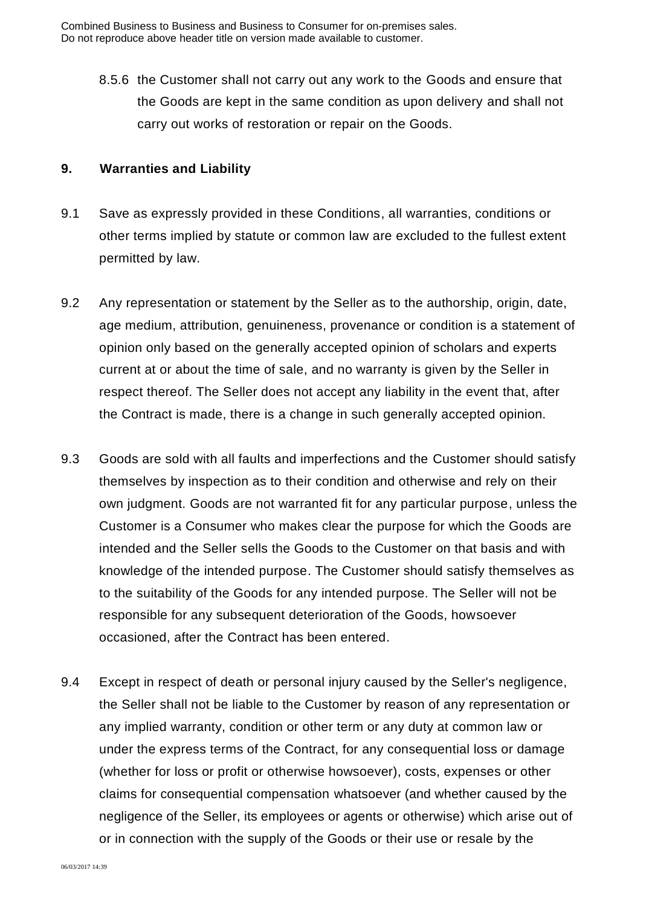8.5.6 the Customer shall not carry out any work to the Goods and ensure that the Goods are kept in the same condition as upon delivery and shall not carry out works of restoration or repair on the Goods.

## 9. Warranties and Liability

9.1 Save as expressly provided in these Conditions, all warranties, conditions or other terms implied by statute or common law are excluded to the fullest extent permitted by law.

9.2 Any representation or statement by the Seller as to the authorship, origin, date, age medium, attribution, genuineness, provenance or condition is a statement of opinion only based on the generally accepted opinion of scholars and experts current at or about the time of sale, and no warranty is given by the Seller in respect thereof. The Seller does not accept any liability in the event that, after the Contract is made, there is a change in such generally accepted opinion.

9.3 Goods are sold with all faults and imperfections and the Customer should satisfy themselves by inspection as to their condition and otherwise and rely on their own judgment. Goods are not warranted fit for any particular purpose, unless the Customer is a Consumer who makes clear the purpose for which the Goods are intended and the Seller sells the Goods to the Customer on that basis and with knowledge of the intended purpose. The Customer should satisfy themselves as to the suitability of the Goods for any intended purpose. The Seller will not be responsible for any subsequent deterioration of the Goods, howsoever occasioned, after the Contract has been entered.

9.4 Except in respect of death or personal injury caused by the Seller's negligence, the Seller shall not be liable to the Customer by reason of any representation or any implied warranty, condition or other term or any duty at common law or under the express terms of the Contract, for any consequential loss or damage (whether for loss or profit or otherwise howsoever), costs, expenses or other claims for consequential compensation whatsoever (and whether caused by the negligence of the Seller, its employees or agents or otherwise) which arise out of or in connection with the supply of the Goods or their use or resale by the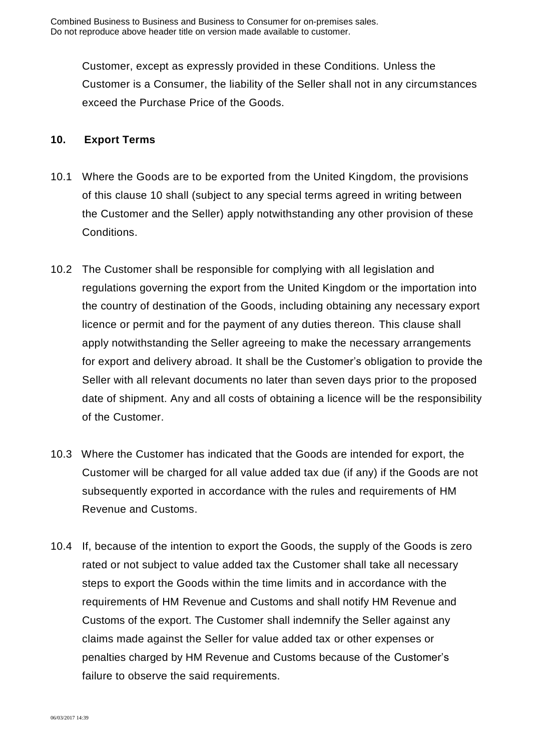Customer, except as expressly provided in these Conditions. Unless the Customer is a Consumer, the liability of the Seller shall not in any circumstances exceed the Purchase Price of the Goods.

## 10. Export Terms

10.1 Where the Goods are to be exported from the United Kingdom, the provisions of this clause 10 shall (subject to any special terms agreed in writing between the Customer and the Seller) apply notwithstanding any other provision of these Conditions.

10.2 The Customer shall be responsible for complying with all legislation and regulations governing the export from the United Kingdom or the importation into the country of destination of the Goods, including obtaining any necessary export licence or permit and for the payment of any duties thereon. This clause shall apply notwithstanding the Seller agreeing to make the necessary arrangements for export and delivery abroad. It shall be the Customer's obligation to provide the Seller with all relevant documents no later than seven days prior to the proposed date of shipment. Any and all costs of obtaining a licence will be the responsibility of the Customer.

10.3 Where the Customer has indicated that the Goods are intended for export, the Customer will be charged for all value added tax due (if any) if the Goods are not subsequently exported in accordance with the rules and requirements of HM Revenue and Customs.

10.4 If, because of the intention to export the Goods, the supply of the Goods is zero rated or not subject to value added tax the Customer shall take all necessary steps to export the Goods within the time limits and in accordance with the requirements of HM Revenue and Customs and shall notify HM Revenue and Customs of the export. The Customer shall indemnify the Seller against any claims made against the Seller for value added tax or other expenses or penalties charged by HM Revenue and Customs because of the Customer's failure to observe the said requirements.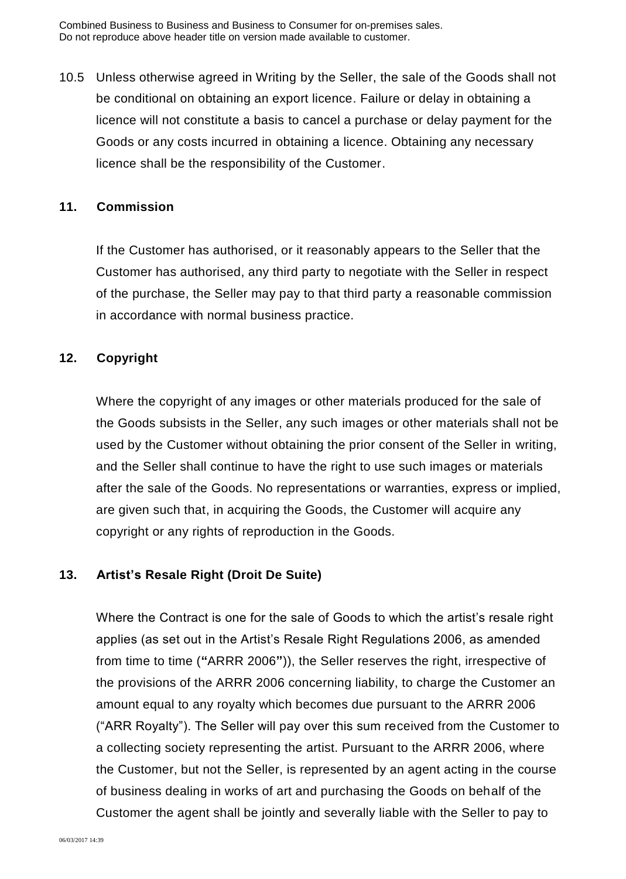10.5 Unless otherwise agreed in Writing by the Seller, the sale of the Goods shall not be conditional on obtaining an export licence. Failure or delay in obtaining a licence will not constitute a basis to cancel a purchase or delay payment for the Goods or any costs incurred in obtaining a licence. Obtaining any necessary licence shall be the responsibility of the Customer.

## 11. Commission

If the Customer has authorised, or it reasonably appears to the Seller that the Customer has authorised, any third party to negotiate with the Seller in respect of the purchase, the Seller may pay to that third party a reasonable commission in accordance with normal business practice.

## 12. Copyright

Where the copyright of any images or other materials produced for the sale of the Goods subsists in the Seller, any such images or other materials shall not be used by the Customer without obtaining the prior consent of the Seller in writing, and the Seller shall continue to have the right to use such images or materials after the sale of the Goods. No representations or warranties, express or implied, are given such that, in acquiring the Goods, the Customer will acquire any copyright or any rights of reproduction in the Goods.

## 13. Artist's Resale Right (Droit De Suite)

Where the Contract is one for the sale of Goods to which the artist's resale right applies (as set out in the Artist's Resale Right Regulations 2006, as amended from time to time (**"**ARRR 2006**"**)), the Seller reserves the right, irrespective of the provisions of the ARRR 2006 concerning liability, to charge the Customer an amount equal to any royalty which becomes due pursuant to the ARRR 2006 ("ARR Royalty"). The Seller will pay over this sum received from the Customer to a collecting society representing the artist. Pursuant to the ARRR 2006, where the Customer, but not the Seller, is represented by an agent acting in the course of business dealing in works of art and purchasing the Goods on behalf of the Customer the agent shall be jointly and severally liable with the Seller to pay to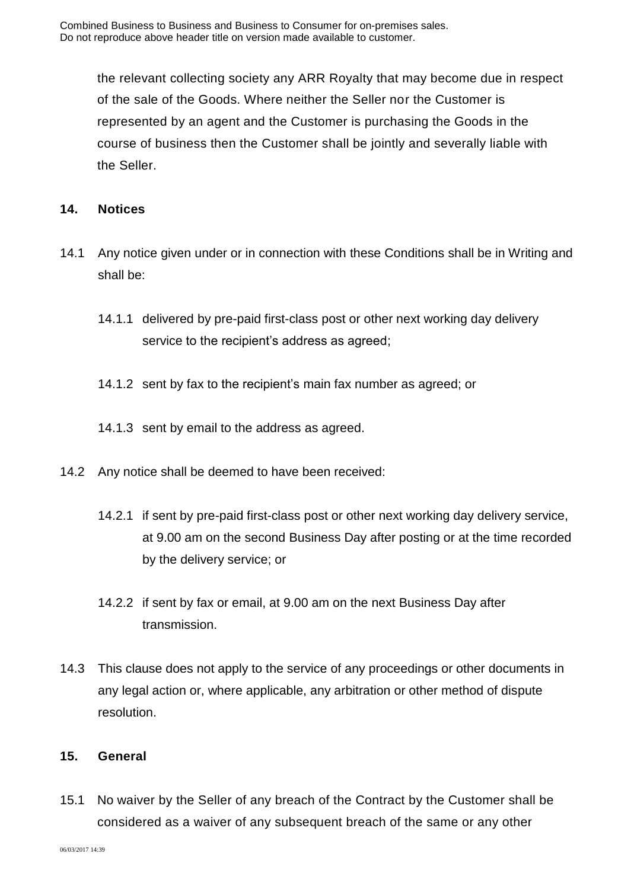the relevant collecting society any ARR Royalty that may become due in respect of the sale of the Goods. Where neither the Seller nor the Customer is represented by an agent and the Customer is purchasing the Goods in the course of business then the Customer shall be jointly and severally liable with the Seller.

## 14. Notices

14.1 Any notice given under or in connection with these Conditions shall be in Writing and shall be:

14.1.1 delivered by pre-paid first-class post or other next working day delivery service to the recipient's address as agreed;

14.1.2 sent by fax to the recipient's main fax number as agreed; or

14.1.3 sent by email to the address as agreed.

14.2 Any notice shall be deemed to have been received:

14.2.1 if sent by pre-paid first-class post or other next working day delivery service, at 9.00 am on the second Business Day after posting or at the time recorded by the delivery service; or

14.2.2 if sent by fax or email, at 9.00 am on the next Business Day after transmission.

14.3 This clause does not apply to the service of any proceedings or other documents in any legal action or, where applicable, any arbitration or other method of dispute resolution.

## 15. General

15.1 No waiver by the Seller of any breach of the Contract by the Customer shall be considered as a waiver of any subsequent breach of the same or any other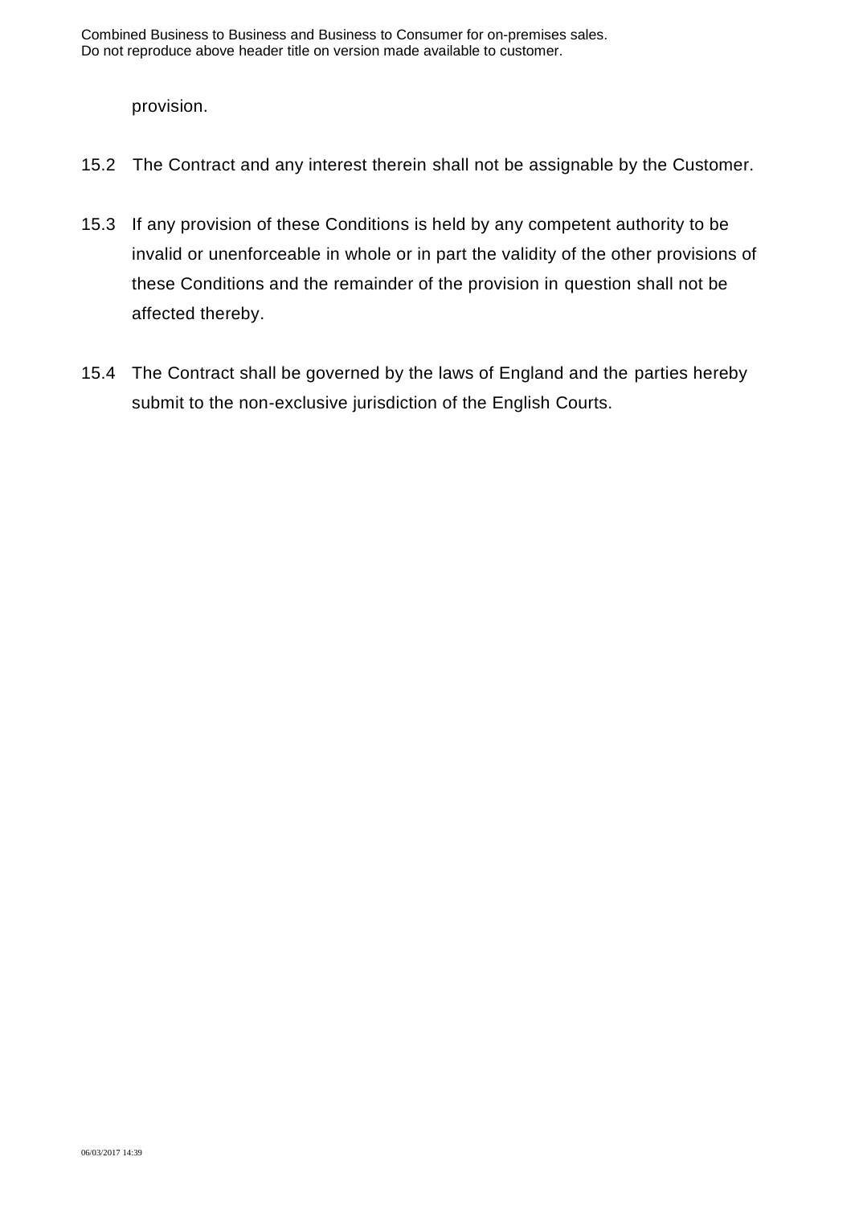provision.

15.2 The Contract and any interest therein shall not be assignable by the Customer.

15.3 If any provision of these Conditions is held by any competent authority to be invalid or unenforceable in whole or in part the validity of the other provisions of these Conditions and the remainder of the provision in question shall not be affected thereby.

15.4 The Contract shall be governed by the laws of England and the parties hereby submit to the non-exclusive jurisdiction of the English Courts.